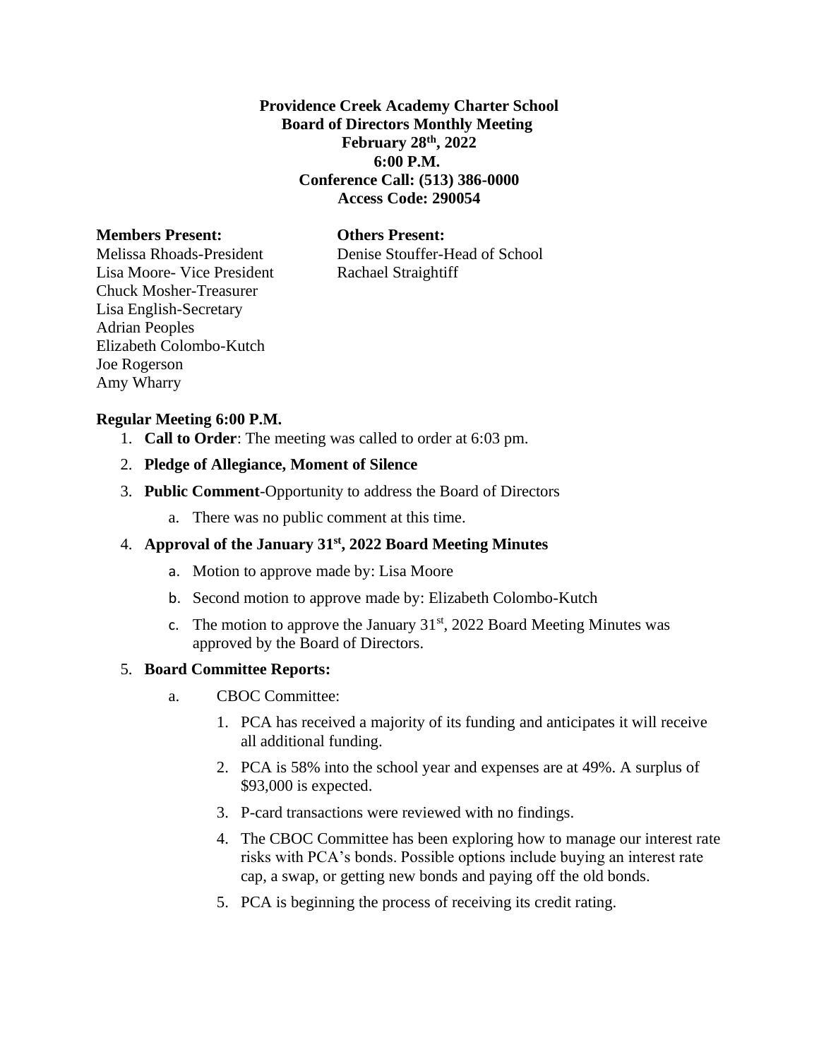**Providence Creek Academy Charter School**
**Board of Directors Monthly Meeting**
**February 28th, 2022**
**6:00 P.M.**
**Conference Call: (513) 386-0000**
**Access Code: 290054**

**Members Present:**
Melissa Rhoads-President
Lisa Moore- Vice President
Chuck Mosher-Treasurer
Lisa English-Secretary
Adrian Peoples
Elizabeth Colombo-Kutch
Joe Rogerson
Amy Wharry

**Others Present:**
Denise Stouffer-Head of School
Rachael Straightiff

**Regular Meeting 6:00 P.M.**

1. **Call to Order**: The meeting was called to order at 6:03 pm.
2. **Pledge of Allegiance, Moment of Silence**
3. **Public Comment**-Opportunity to address the Board of Directors
   a. There was no public comment at this time.
4. **Approval of the January 31st, 2022 Board Meeting Minutes**
   a. Motion to approve made by: Lisa Moore
   b. Second motion to approve made by: Elizabeth Colombo-Kutch
   c. The motion to approve the January 31st, 2022 Board Meeting Minutes was approved by the Board of Directors.
5. **Board Committee Reports:**
   a. CBOC Committee:
      1. PCA has received a majority of its funding and anticipates it will receive all additional funding.
      2. PCA is 58% into the school year and expenses are at 49%. A surplus of $93,000 is expected.
      3. P-card transactions were reviewed with no findings.
      4. The CBOC Committee has been exploring how to manage our interest rate risks with PCA's bonds. Possible options include buying an interest rate cap, a swap, or getting new bonds and paying off the old bonds.
      5. PCA is beginning the process of receiving its credit rating.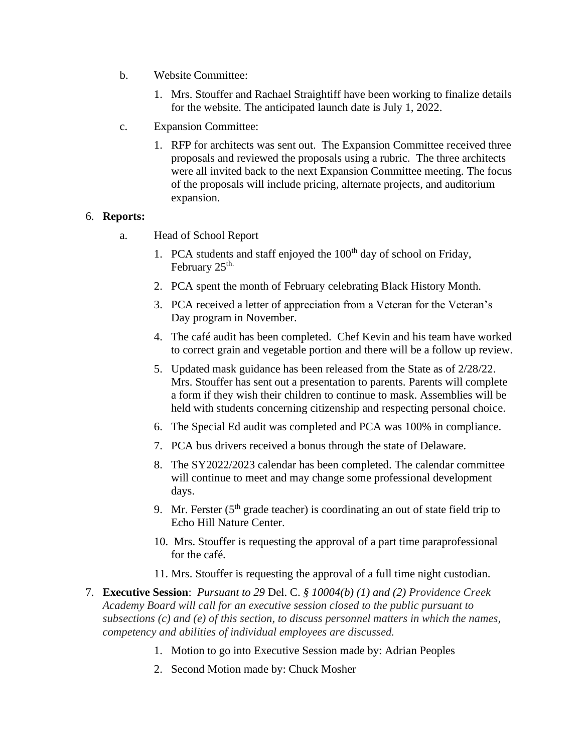b. Website Committee:

1. Mrs. Stouffer and Rachael Straightiff have been working to finalize details for the website. The anticipated launch date is July 1, 2022.

c. Expansion Committee:

1. RFP for architects was sent out. The Expansion Committee received three proposals and reviewed the proposals using a rubric. The three architects were all invited back to the next Expansion Committee meeting. The focus of the proposals will include pricing, alternate projects, and auditorium expansion.

6. **Reports:**

a. Head of School Report

1. PCA students and staff enjoyed the 100th day of school on Friday, February 25th.
2. PCA spent the month of February celebrating Black History Month.
3. PCA received a letter of appreciation from a Veteran for the Veteran's Day program in November.
4. The café audit has been completed. Chef Kevin and his team have worked to correct grain and vegetable portion and there will be a follow up review.
5. Updated mask guidance has been released from the State as of 2/28/22. Mrs. Stouffer has sent out a presentation to parents. Parents will complete a form if they wish their children to continue to mask. Assemblies will be held with students concerning citizenship and respecting personal choice.
6. The Special Ed audit was completed and PCA was 100% in compliance.
7. PCA bus drivers received a bonus through the state of Delaware.
8. The SY2022/2023 calendar has been completed. The calendar committee will continue to meet and may change some professional development days.
9. Mr. Ferster (5th grade teacher) is coordinating an out of state field trip to Echo Hill Nature Center.
10. Mrs. Stouffer is requesting the approval of a part time paraprofessional for the café.
11. Mrs. Stouffer is requesting the approval of a full time night custodian.

7. **Executive Session**: *Pursuant to 29* Del. C. *§ 10004(b) (1) and (2) Providence Creek Academy Board will call for an executive session closed to the public pursuant to subsections (c) and (e) of this section, to discuss personnel matters in which the names, competency and abilities of individual employees are discussed.*

1. Motion to go into Executive Session made by: Adrian Peoples
2. Second Motion made by: Chuck Mosher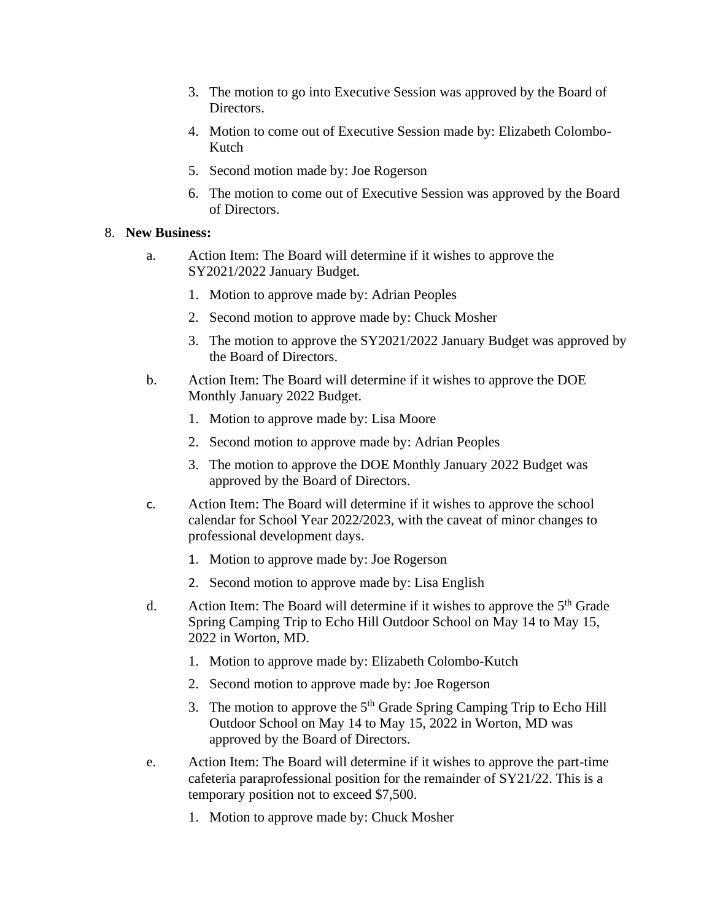3. The motion to go into Executive Session was approved by the Board of Directors.
4. Motion to come out of Executive Session made by: Elizabeth Colombo-Kutch
5. Second motion made by: Joe Rogerson
6. The motion to come out of Executive Session was approved by the Board of Directors.

8. **New Business:**

   a. Action Item: The Board will determine if it wishes to approve the SY2021/2022 January Budget.
      1. Motion to approve made by: Adrian Peoples
      2. Second motion to approve made by: Chuck Mosher
      3. The motion to approve the SY2021/2022 January Budget was approved by the Board of Directors.

   b. Action Item: The Board will determine if it wishes to approve the DOE Monthly January 2022 Budget.
      1. Motion to approve made by: Lisa Moore
      2. Second motion to approve made by: Adrian Peoples
      3. The motion to approve the DOE Monthly January 2022 Budget was approved by the Board of Directors.

   c. Action Item: The Board will determine if it wishes to approve the school calendar for School Year 2022/2023, with the caveat of minor changes to professional development days.
      1. Motion to approve made by: Joe Rogerson
      2. Second motion to approve made by: Lisa English

   d. Action Item: The Board will determine if it wishes to approve the 5th Grade Spring Camping Trip to Echo Hill Outdoor School on May 14 to May 15, 2022 in Worton, MD.
      1. Motion to approve made by: Elizabeth Colombo-Kutch
      2. Second motion to approve made by: Joe Rogerson
      3. The motion to approve the 5th Grade Spring Camping Trip to Echo Hill Outdoor School on May 14 to May 15, 2022 in Worton, MD was approved by the Board of Directors.

   e. Action Item: The Board will determine if it wishes to approve the part-time cafeteria paraprofessional position for the remainder of SY21/22. This is a temporary position not to exceed $7,500.
      1. Motion to approve made by: Chuck Mosher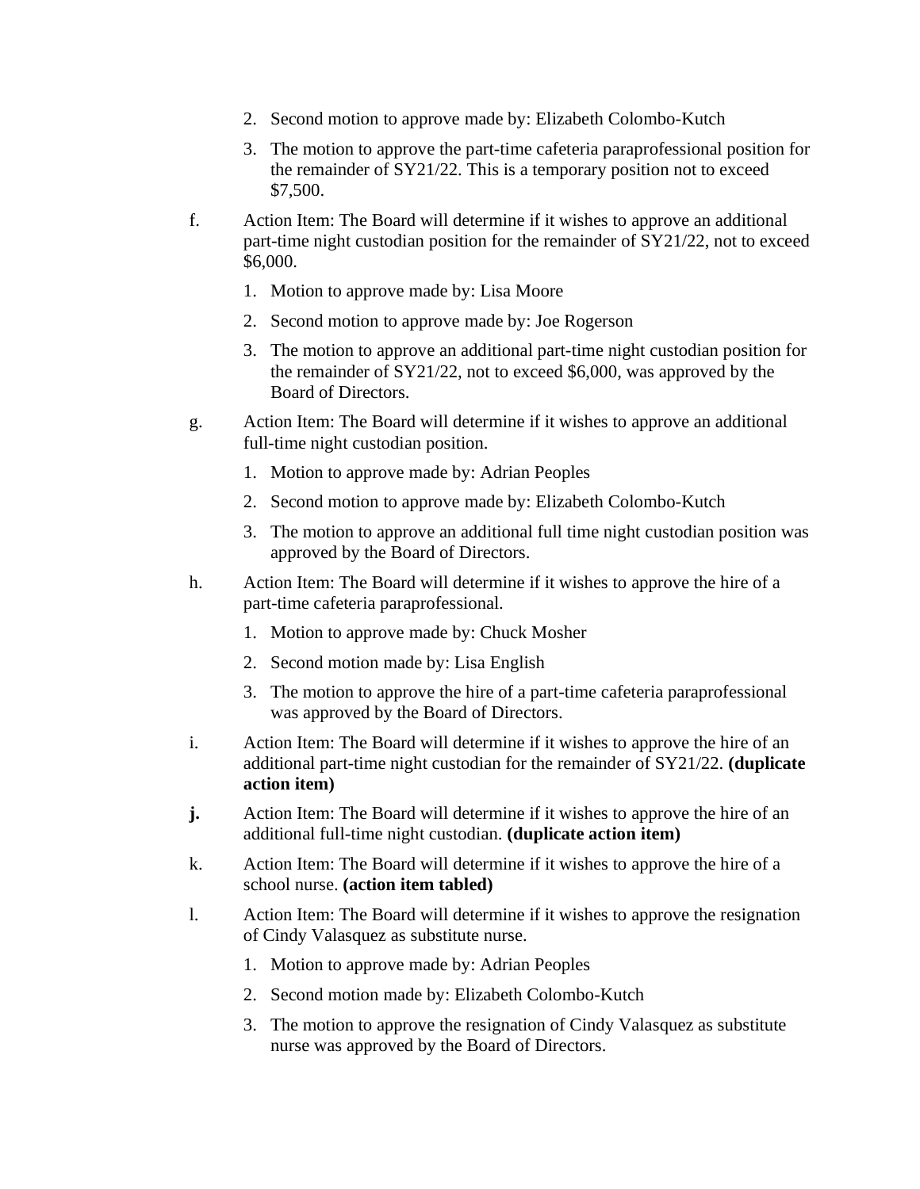2. Second motion to approve made by: Elizabeth Colombo-Kutch
3. The motion to approve the part-time cafeteria paraprofessional position for the remainder of SY21/22. This is a temporary position not to exceed $7,500.

f. Action Item: The Board will determine if it wishes to approve an additional part-time night custodian position for the remainder of SY21/22, not to exceed $6,000.
   1. Motion to approve made by: Lisa Moore
   2. Second motion to approve made by: Joe Rogerson
   3. The motion to approve an additional part-time night custodian position for the remainder of SY21/22, not to exceed $6,000, was approved by the Board of Directors.

g. Action Item: The Board will determine if it wishes to approve an additional full-time night custodian position.
   1. Motion to approve made by: Adrian Peoples
   2. Second motion to approve made by: Elizabeth Colombo-Kutch
   3. The motion to approve an additional full time night custodian position was approved by the Board of Directors.

h. Action Item: The Board will determine if it wishes to approve the hire of a part-time cafeteria paraprofessional.
   1. Motion to approve made by: Chuck Mosher
   2. Second motion made by: Lisa English
   3. The motion to approve the hire of a part-time cafeteria paraprofessional was approved by the Board of Directors.

i. Action Item: The Board will determine if it wishes to approve the hire of an additional part-time night custodian for the remainder of SY21/22. **(duplicate action item)**

**j.** Action Item: The Board will determine if it wishes to approve the hire of an additional full-time night custodian. **(duplicate action item)**

k. Action Item: The Board will determine if it wishes to approve the hire of a school nurse. **(action item tabled)**

l. Action Item: The Board will determine if it wishes to approve the resignation of Cindy Valasquez as substitute nurse.
   1. Motion to approve made by: Adrian Peoples
   2. Second motion made by: Elizabeth Colombo-Kutch
   3. The motion to approve the resignation of Cindy Valasquez as substitute nurse was approved by the Board of Directors.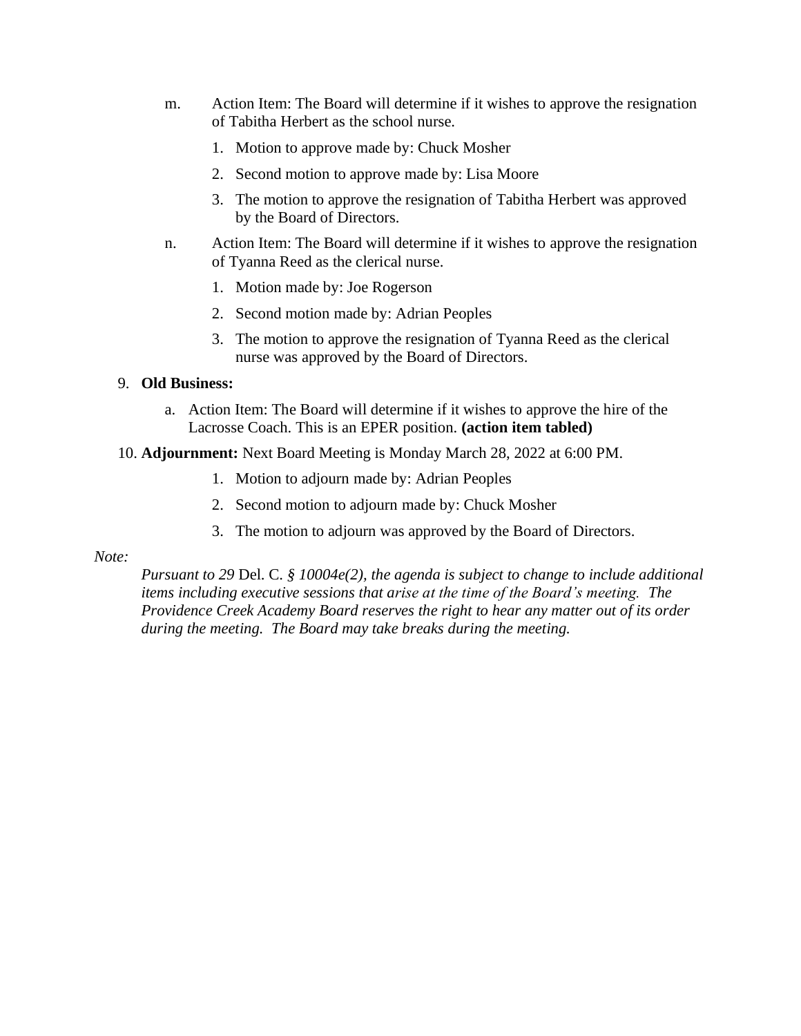m. Action Item: The Board will determine if it wishes to approve the resignation of Tabitha Herbert as the school nurse.

   1. Motion to approve made by: Chuck Mosher
   2. Second motion to approve made by: Lisa Moore
   3. The motion to approve the resignation of Tabitha Herbert was approved by the Board of Directors.

n. Action Item: The Board will determine if it wishes to approve the resignation of Tyanna Reed as the clerical nurse.

   1. Motion made by: Joe Rogerson
   2. Second motion made by: Adrian Peoples
   3. The motion to approve the resignation of Tyanna Reed as the clerical nurse was approved by the Board of Directors.

9. **Old Business:**

   a. Action Item: The Board will determine if it wishes to approve the hire of the Lacrosse Coach. This is an EPER position. **(action item tabled)**

10. **Adjournment:** Next Board Meeting is Monday March 28, 2022 at 6:00 PM.

    1. Motion to adjourn made by: Adrian Peoples
    2. Second motion to adjourn made by: Chuck Mosher
    3. The motion to adjourn was approved by the Board of Directors.

*Note:*

*Pursuant to 29* Del. C. *§ 10004e(2), the agenda is subject to change to include additional items including executive sessions that arise at the time of the Board's meeting. The Providence Creek Academy Board reserves the right to hear any matter out of its order during the meeting. The Board may take breaks during the meeting.*